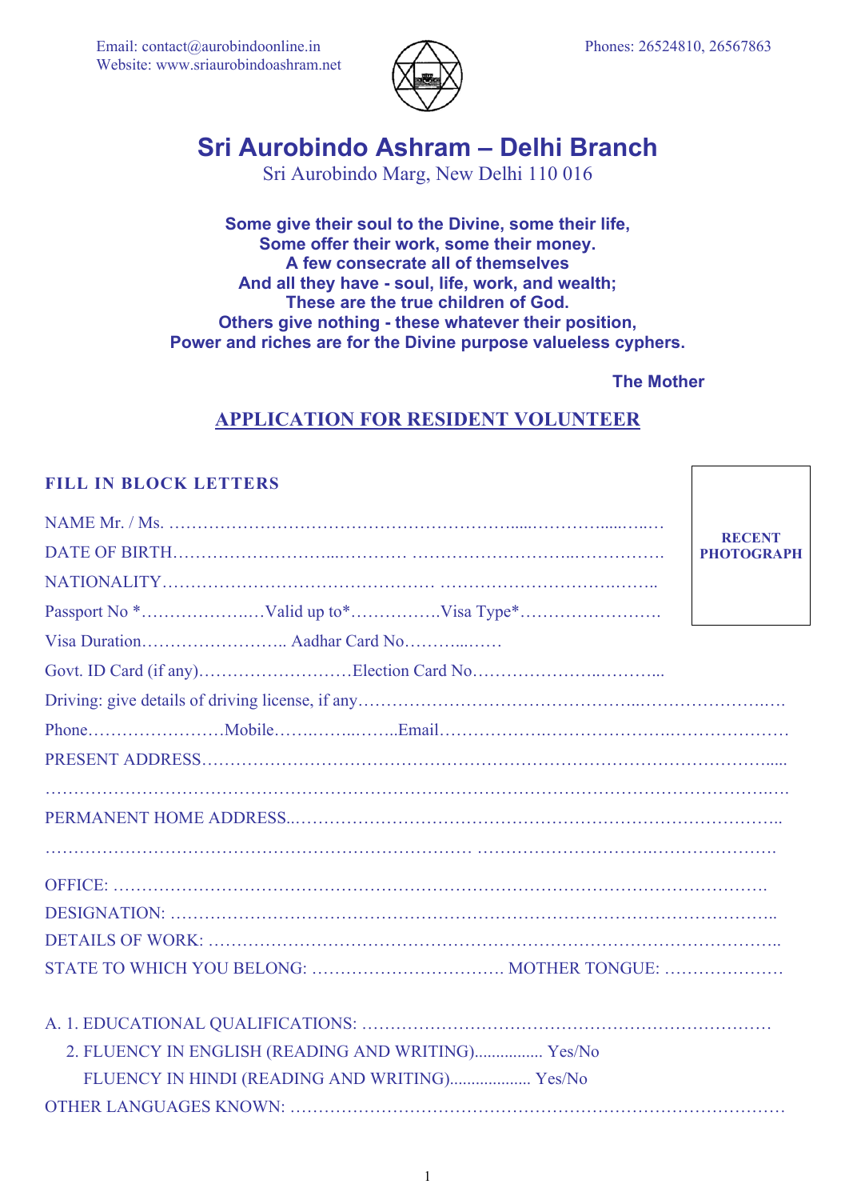Email: contact@aurobindoonline.in
Website: www.sriaurobindoashram.net

Phones: 26524810, 26567863

# Sri Aurobindo Ashram – Delhi Branch

Sri Aurobindo Marg, New Delhi 110 016

**Some give their soul to the Divine, some their life,**
**Some offer their work, some their money.**
**A few consecrate all of themselves**
**And all they have - soul, life, work, and wealth;**
**These are the true children of God.**
**Others give nothing - these whatever their position,**
**Power and riches are for the Divine purpose valueless cyphers.**

**The Mother**

## APPLICATION FOR RESIDENT VOLUNTEER

**FILL IN BLOCK LETTERS**

**RECENT PHOTOGRAPH**

NAME Mr. / Ms. ……………………………………………………………………………………

DATE OF BIRTH………………………………………………………………………………………

NATIONALITY……………………………………………………………………………………………

Passport No *……………………Valid up to*……………Visa Type*……………………

Visa Duration…………………….. Aadhar Card No…………………

Govt. ID Card (if any)………………………Election Card No……………………………...

Driving: give details of driving license, if any…………………………………………………………………

Phone……………………Mobile…………………..Email……………………………………………………

PRESENT ADDRESS……………………………………………………………………………………………

…………………………………………………………………………………………………………………….

PERMANENT HOME ADDRESS..………………………………………………………………………………

…………………………………………………………………………………………………………………….

OFFICE: ……………………………………………………………………………………………………

DESIGNATION: …………………………………………………………………………………………..

DETAILS OF WORK: ………………………………………………………………………………………..

STATE TO WHICH YOU BELONG: ……………………………. MOTHER TONGUE: …………………

A. 1. EDUCATIONAL QUALIFICATIONS: ……………………………………………………………

2. FLUENCY IN ENGLISH (READING AND WRITING)................ Yes/No

FLUENCY IN HINDI (READING AND WRITING)................... Yes/No

OTHER LANGUAGES KNOWN: ………………………………………………………………………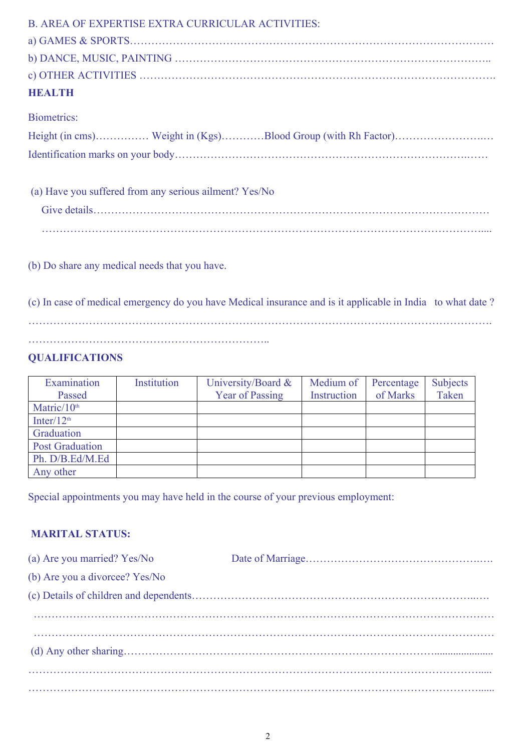B. AREA OF EXPERTISE EXTRA CURRICULAR ACTIVITIES:

a) GAMES & SPORTS……………………………………………………………………………………

b) DANCE, MUSIC, PAINTING ……………………………………………………………………..

c) OTHER ACTIVITIES ……………………………………………………………………………….

**HEALTH**

Biometrics:

Height (in cms)…………… Weight in (Kgs)…………Blood Group (with Rh Factor)……………………..…

Identification marks on your body……………………………………………………………….……

(a) Have you suffered from any serious ailment? Yes/No

Give details…………………………………………………………………………………………

………………………………………………………………………………………………………....

(b) Do share any medical needs that you have.

(c) In case of medical emergency do you have Medical insurance and is it applicable in India to what date ?

…………………………………………………………………………………………………………….

…………………………………………………………..

**QUALIFICATIONS**

| Examination Passed | Institution | University/Board & Year of Passing | Medium of Instruction | Percentage of Marks | Subjects Taken |
|---|---|---|---|---|---|
| Matric/10th | | | | | |
| Inter/12th | | | | | |
| Graduation | | | | | |
| Post Graduation | | | | | |
| Ph. D/B.Ed/M.Ed | | | | | |
| Any other | | | | | |

Special appointments you may have held in the course of your previous employment:

**MARITAL STATUS:**

(a) Are you married? Yes/No Date of Marriage…………………………………………..….

(b) Are you a divorcee? Yes/No

(c) Details of children and dependents…………………………………………………………...….

………………………………………………………………………………………………………

………………………………………………………………………………………………………

(d) Any other sharing……………………………………………………………………......................

……………………………………………………………………………………………………....

……………………………………………………………………………………………………......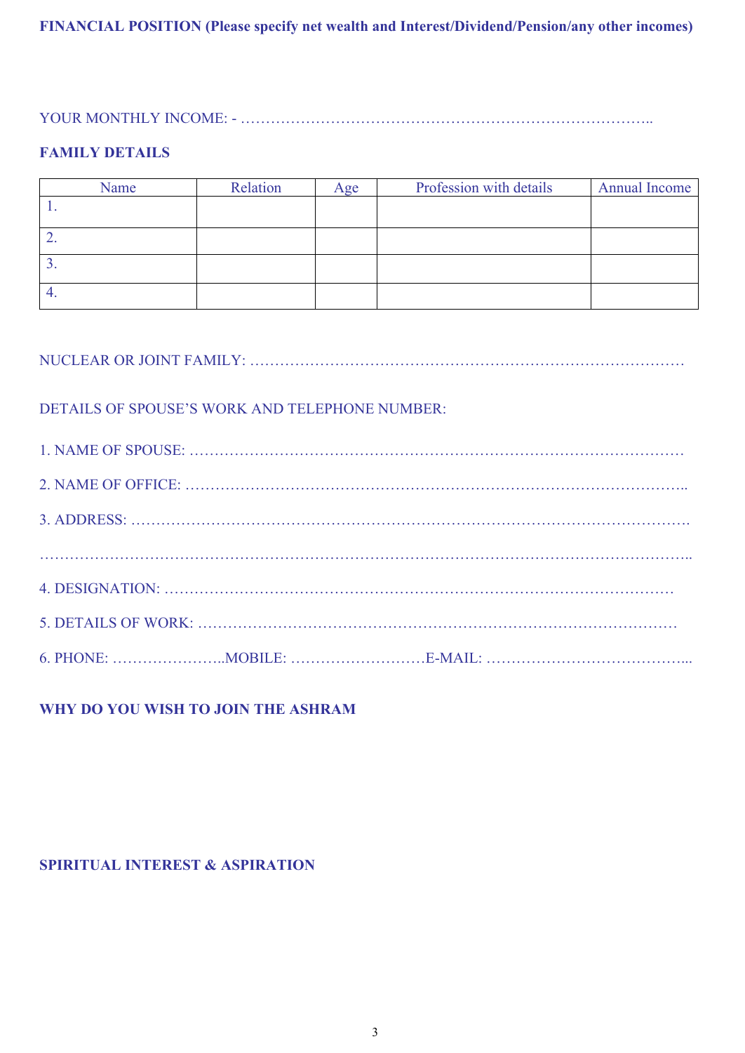**FINANCIAL POSITION (Please specify net wealth and Interest/Dividend/Pension/any other incomes)**

YOUR MONTHLY INCOME: - ……………………………………………………………………..

**FAMILY DETAILS**

| Name | Relation | Age | Profession with details | Annual Income |
|---|---|---|---|---|
| 1. | | | | |
| 2. | | | | |
| 3. | | | | |
| 4. | | | | |

NUCLEAR OR JOINT FAMILY: ……………………………………………………………………………

DETAILS OF SPOUSE'S WORK AND TELEPHONE NUMBER:

1. NAME OF SPOUSE: ……………………………………………………………………………………

2. NAME OF OFFICE: ……………………………………………………………………………………..

3. ADDRESS: ……………………………………………………………………………………………….

………………………………………………………………………………………………………………..

4. DESIGNATION: ………………………………………………………………………………………

5. DETAILS OF WORK: …………………………………………………………………………………

6. PHONE: …………………..MOBILE: ………………………E-MAIL: …………………………………...

**WHY DO YOU WISH TO JOIN THE ASHRAM**

**SPIRITUAL INTEREST & ASPIRATION**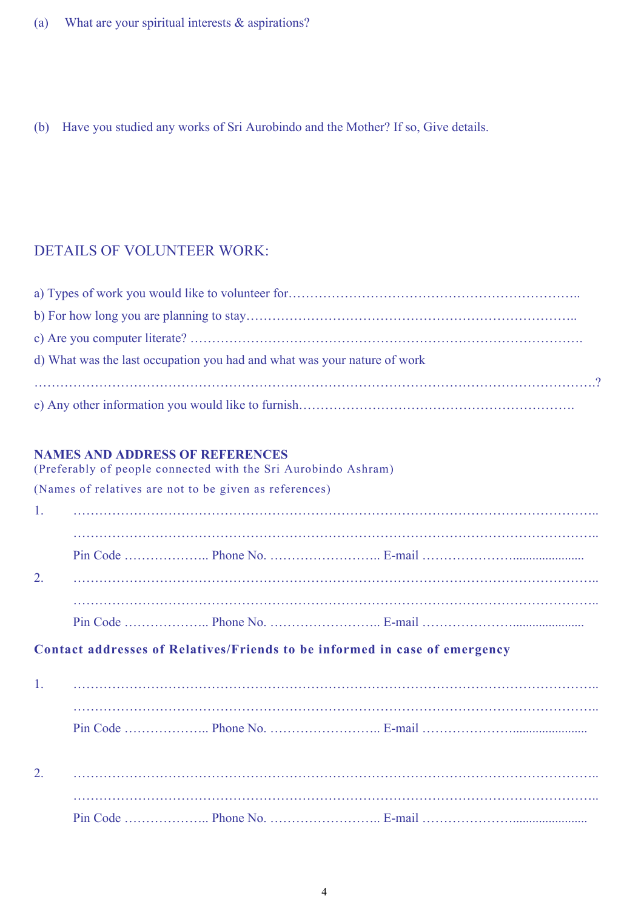(a) What are your spiritual interests & aspirations?

(b) Have you studied any works of Sri Aurobindo and the Mother? If so, Give details.

## DETAILS OF VOLUNTEER WORK:

a) Types of work you would like to volunteer for…………………………………………………………..

b) For how long you are planning to stay…………………………………………………………………..

c) Are you computer literate? ……………………………………………………………………………….

d) What was the last occupation you had and what was your nature of work

……………………………………………………………………………………………………………….?

e) Any other information you would like to furnish…………………………………………………….

**NAMES AND ADDRESS OF REFERENCES**

(Preferably of people connected with the Sri Aurobindo Ashram)

(Names of relatives are not to be given as references)

1. ……………………………………………………………………………………………………………..

   ……………………………………………………………………………………………………………..

   Pin Code ……………….. Phone No. …………………….. E-mail …………………....................

2. ……………………………………………………………………………………………………………..

   ……………………………………………………………………………………………………………..

   Pin Code ……………….. Phone No. …………………….. E-mail …………………....................

**Contact addresses of Relatives/Friends to be informed in case of emergency**

1. ……………………………………………………………………………………………………………..

   ……………………………………………………………………………………………………………..

   Pin Code ……………….. Phone No. …………………….. E-mail …………………....................

2. ……………………………………………………………………………………………………………..

   ……………………………………………………………………………………………………………..

   Pin Code ……………….. Phone No. …………………….. E-mail …………………....................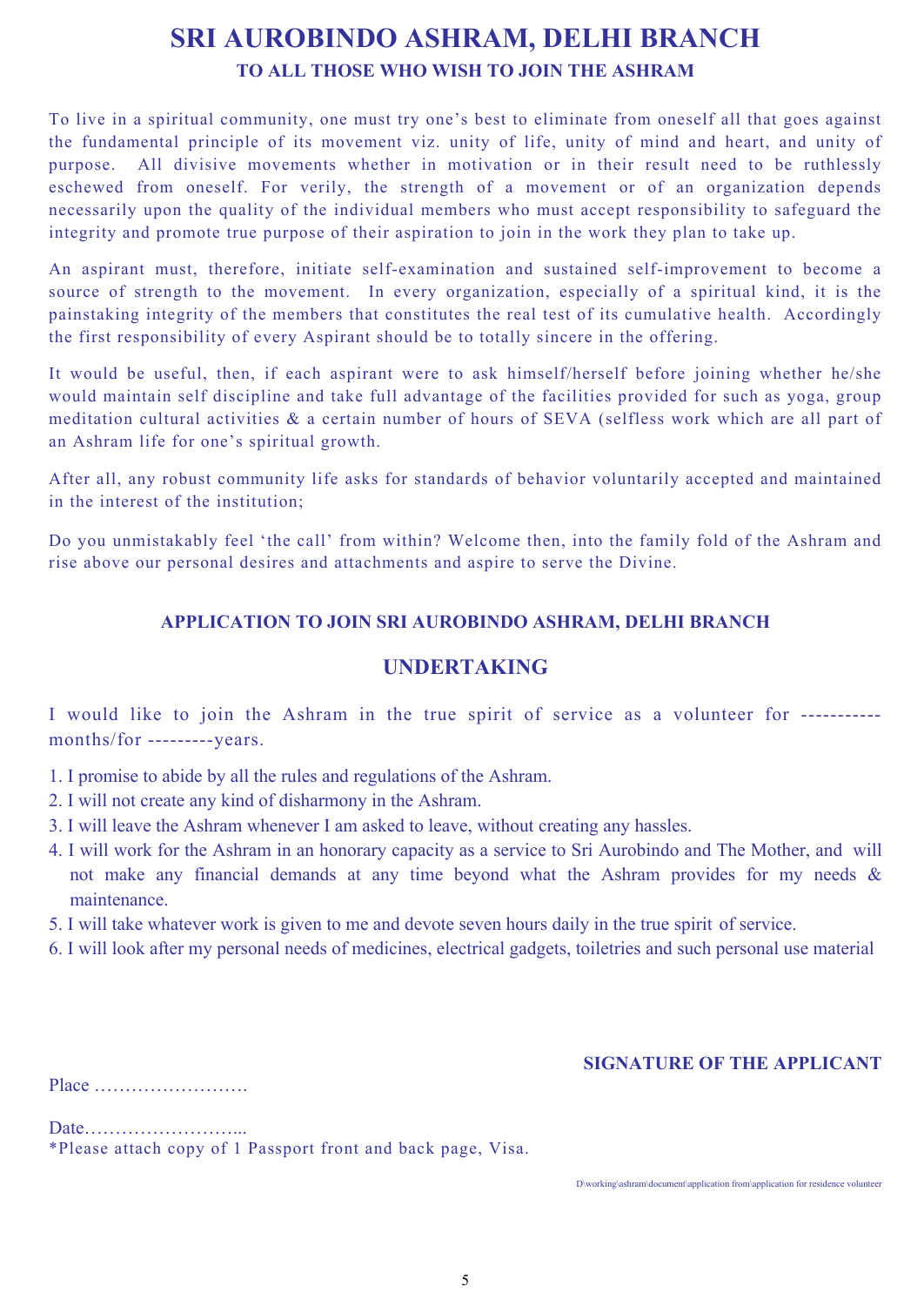# SRI AUROBINDO ASHRAM, DELHI BRANCH

## TO ALL THOSE WHO WISH TO JOIN THE ASHRAM

To live in a spiritual community, one must try one's best to eliminate from oneself all that goes against the fundamental principle of its movement viz. unity of life, unity of mind and heart, and unity of purpose. All divisive movements whether in motivation or in their result need to be ruthlessly eschewed from oneself. For verily, the strength of a movement or of an organization depends necessarily upon the quality of the individual members who must accept responsibility to safeguard the integrity and promote true purpose of their aspiration to join in the work they plan to take up.

An aspirant must, therefore, initiate self-examination and sustained self-improvement to become a source of strength to the movement. In every organization, especially of a spiritual kind, it is the painstaking integrity of the members that constitutes the real test of its cumulative health. Accordingly the first responsibility of every Aspirant should be to totally sincere in the offering.

It would be useful, then, if each aspirant were to ask himself/herself before joining whether he/she would maintain self discipline and take full advantage of the facilities provided for such as yoga, group meditation cultural activities & a certain number of hours of SEVA (selfless work which are all part of an Ashram life for one's spiritual growth.

After all, any robust community life asks for standards of behavior voluntarily accepted and maintained in the interest of the institution;

Do you unmistakably feel 'the call' from within? Welcome then, into the family fold of the Ashram and rise above our personal desires and attachments and aspire to serve the Divine.

### APPLICATION TO JOIN SRI AUROBINDO ASHRAM, DELHI BRANCH

## UNDERTAKING

I would like to join the Ashram in the true spirit of service as a volunteer for ----------- months/for ---------years.

1. I promise to abide by all the rules and regulations of the Ashram.
2. I will not create any kind of disharmony in the Ashram.
3. I will leave the Ashram whenever I am asked to leave, without creating any hassles.
4. I will work for the Ashram in an honorary capacity as a service to Sri Aurobindo and The Mother, and will not make any financial demands at any time beyond what the Ashram provides for my needs & maintenance.
5. I will take whatever work is given to me and devote seven hours daily in the true spirit of service.
6. I will look after my personal needs of medicines, electrical gadgets, toiletries and such personal use material

**SIGNATURE OF THE APPLICANT**

Place …………………….

Date……………………...

*Please attach copy of 1 Passport front and back page, Visa.

D\working\ashram\document\application from\application for residence volunteer